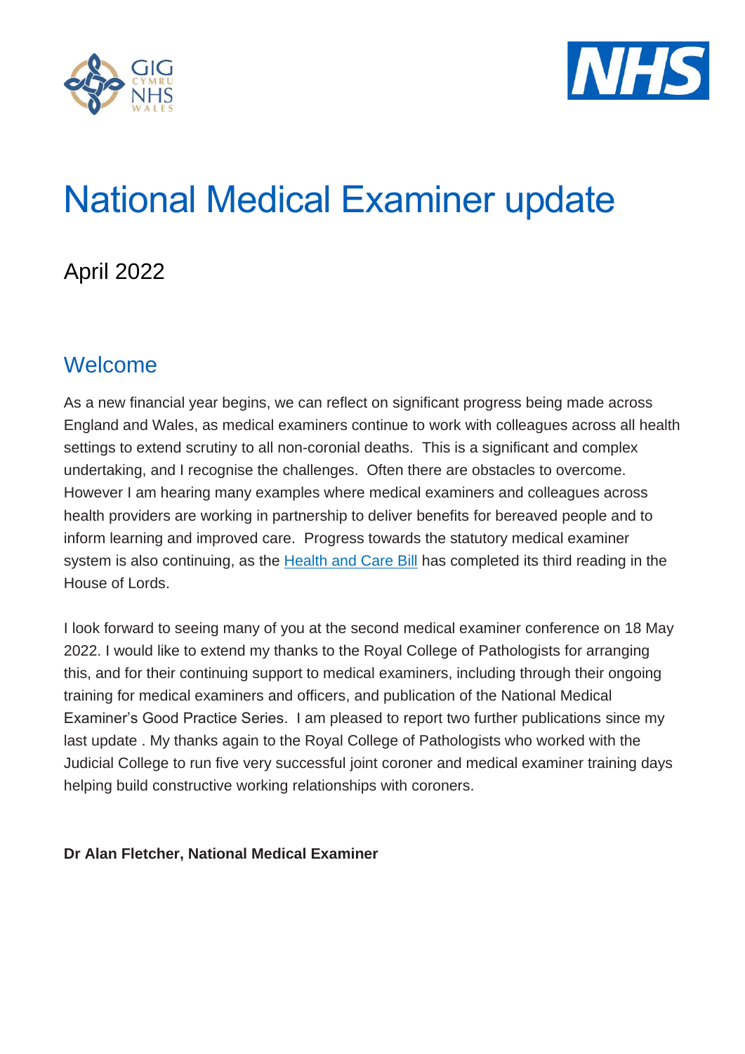# National Medical Examiner update

April 2022

## Welcome

As a new financial year begins, we can reflect on significant progress being made across England and Wales, as medical examiners continue to work with colleagues across all health settings to extend scrutiny to all non-coronial deaths. This is a significant and complex undertaking, and I recognise the challenges. Often there are obstacles to overcome. However I am hearing many examples where medical examiners and colleagues across health providers are working in partnership to deliver benefits for bereaved people and to inform learning and improved care. Progress towards the statutory medical examiner system is also continuing, as the [Health and Care Bill]() has completed its third reading in the House of Lords.

I look forward to seeing many of you at the second medical examiner conference on 18 May 2022. I would like to extend my thanks to the Royal College of Pathologists for arranging this, and for their continuing support to medical examiners, including through their ongoing training for medical examiners and officers, and publication of the National Medical Examiner's Good Practice Series. I am pleased to report two further publications since my last update . My thanks again to the Royal College of Pathologists who worked with the Judicial College to run five very successful joint coroner and medical examiner training days helping build constructive working relationships with coroners.

**Dr Alan Fletcher, National Medical Examiner**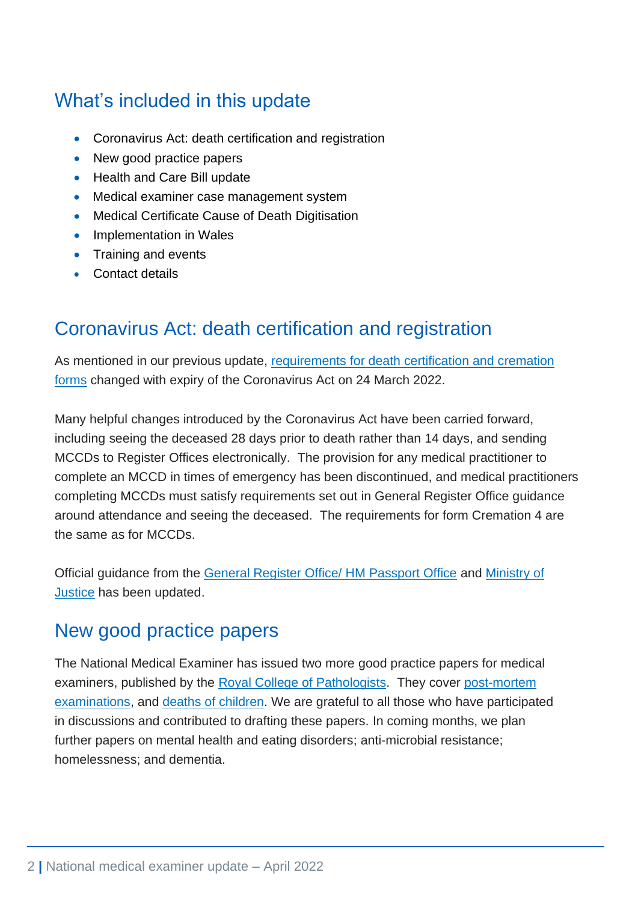## What's included in this update

- Coronavirus Act: death certification and registration
- New good practice papers
- Health and Care Bill update
- Medical examiner case management system
- Medical Certificate Cause of Death Digitisation
- Implementation in Wales
- Training and events
- Contact details

## Coronavirus Act: death certification and registration

As mentioned in our previous update, requirements for death certification and cremation forms changed with expiry of the Coronavirus Act on 24 March 2022.

Many helpful changes introduced by the Coronavirus Act have been carried forward, including seeing the deceased 28 days prior to death rather than 14 days, and sending MCCDs to Register Offices electronically. The provision for any medical practitioner to complete an MCCD in times of emergency has been discontinued, and medical practitioners completing MCCDs must satisfy requirements set out in General Register Office guidance around attendance and seeing the deceased. The requirements for form Cremation 4 are the same as for MCCDs.

Official guidance from the General Register Office/ HM Passport Office and Ministry of Justice has been updated.

## New good practice papers

The National Medical Examiner has issued two more good practice papers for medical examiners, published by the Royal College of Pathologists. They cover post-mortem examinations, and deaths of children. We are grateful to all those who have participated in discussions and contributed to drafting these papers. In coming months, we plan further papers on mental health and eating disorders; anti-microbial resistance; homelessness; and dementia.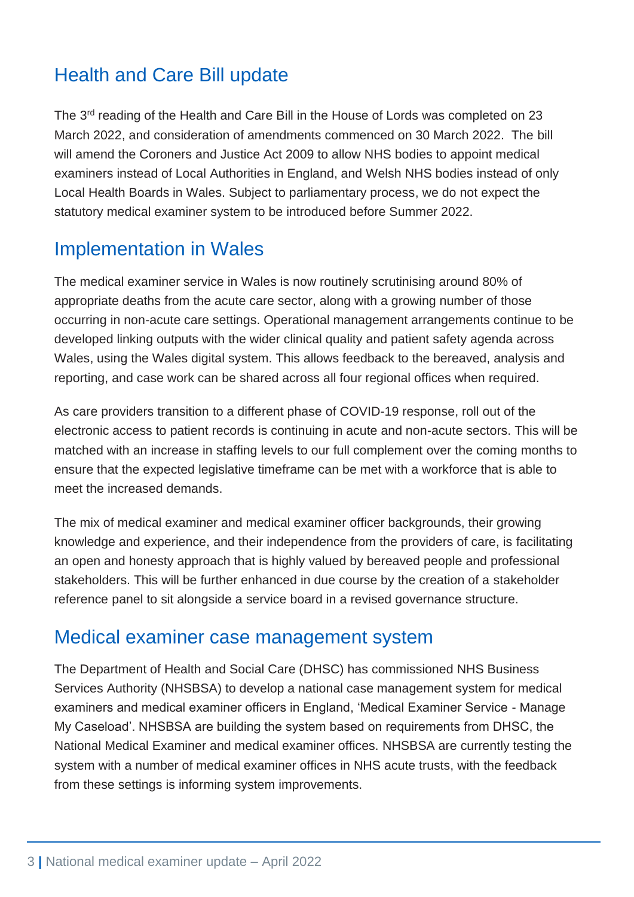## Health and Care Bill update

The 3rd reading of the Health and Care Bill in the House of Lords was completed on 23 March 2022, and consideration of amendments commenced on 30 March 2022. The bill will amend the Coroners and Justice Act 2009 to allow NHS bodies to appoint medical examiners instead of Local Authorities in England, and Welsh NHS bodies instead of only Local Health Boards in Wales. Subject to parliamentary process, we do not expect the statutory medical examiner system to be introduced before Summer 2022.

## Implementation in Wales

The medical examiner service in Wales is now routinely scrutinising around 80% of appropriate deaths from the acute care sector, along with a growing number of those occurring in non-acute care settings. Operational management arrangements continue to be developed linking outputs with the wider clinical quality and patient safety agenda across Wales, using the Wales digital system. This allows feedback to the bereaved, analysis and reporting, and case work can be shared across all four regional offices when required.

As care providers transition to a different phase of COVID-19 response, roll out of the electronic access to patient records is continuing in acute and non-acute sectors. This will be matched with an increase in staffing levels to our full complement over the coming months to ensure that the expected legislative timeframe can be met with a workforce that is able to meet the increased demands.

The mix of medical examiner and medical examiner officer backgrounds, their growing knowledge and experience, and their independence from the providers of care, is facilitating an open and honesty approach that is highly valued by bereaved people and professional stakeholders. This will be further enhanced in due course by the creation of a stakeholder reference panel to sit alongside a service board in a revised governance structure.

## Medical examiner case management system

The Department of Health and Social Care (DHSC) has commissioned NHS Business Services Authority (NHSBSA) to develop a national case management system for medical examiners and medical examiner officers in England, 'Medical Examiner Service - Manage My Caseload'. NHSBSA are building the system based on requirements from DHSC, the National Medical Examiner and medical examiner offices. NHSBSA are currently testing the system with a number of medical examiner offices in NHS acute trusts, with the feedback from these settings is informing system improvements.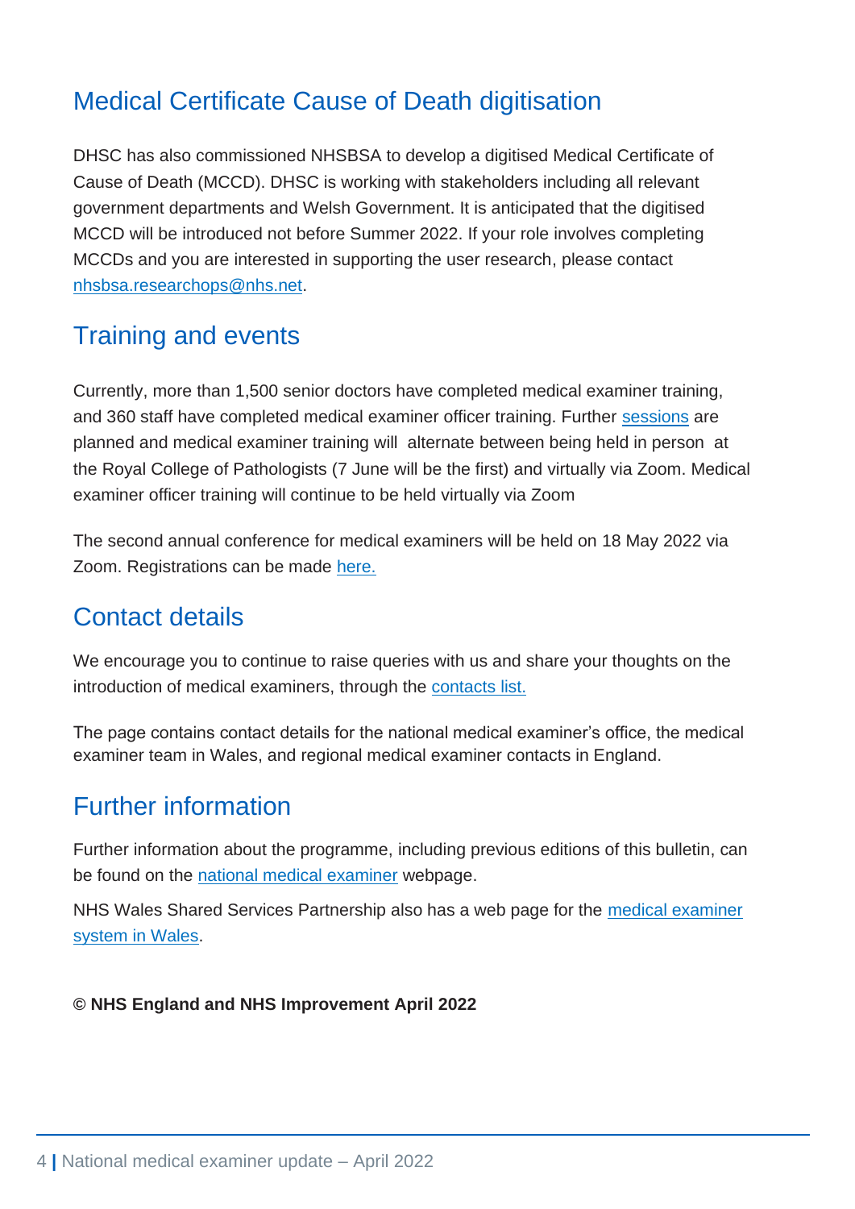## Medical Certificate Cause of Death digitisation

DHSC has also commissioned NHSBSA to develop a digitised Medical Certificate of Cause of Death (MCCD). DHSC is working with stakeholders including all relevant government departments and Welsh Government. It is anticipated that the digitised MCCD will be introduced not before Summer 2022. If your role involves completing MCCDs and you are interested in supporting the user research, please contact nhsbsa.researchops@nhs.net.

## Training and events

Currently, more than 1,500 senior doctors have completed medical examiner training, and 360 staff have completed medical examiner officer training. Further sessions are planned and medical examiner training will alternate between being held in person at the Royal College of Pathologists (7 June will be the first) and virtually via Zoom. Medical examiner officer training will continue to be held virtually via Zoom

The second annual conference for medical examiners will be held on 18 May 2022 via Zoom. Registrations can be made here.

## Contact details

We encourage you to continue to raise queries with us and share your thoughts on the introduction of medical examiners, through the contacts list.

The page contains contact details for the national medical examiner's office, the medical examiner team in Wales, and regional medical examiner contacts in England.

## Further information

Further information about the programme, including previous editions of this bulletin, can be found on the national medical examiner webpage.

NHS Wales Shared Services Partnership also has a web page for the medical examiner system in Wales.

**© NHS England and NHS Improvement April 2022**